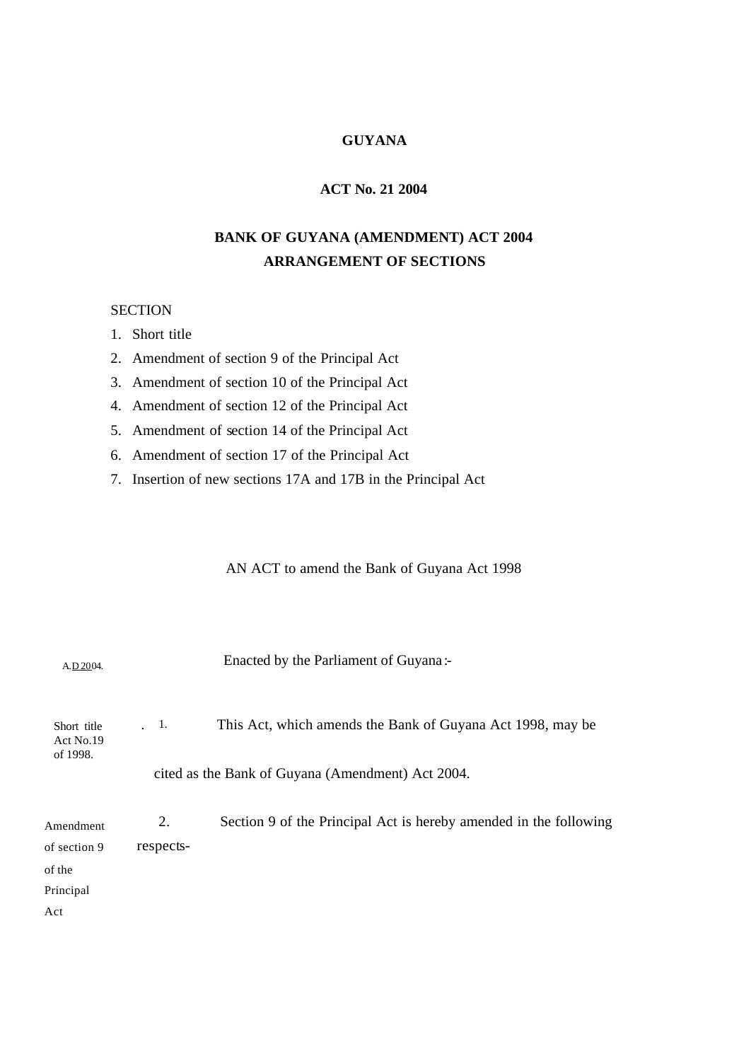# GUYANA

## ACT No. 21 2004

## BANK OF GUYANA (AMENDMENT) ACT 2004

## ARRANGEMENT OF SECTIONS

SECTION

1. Short title
2. Amendment of section 9 of the Principal Act
3. Amendment of section 10 of the Principal Act
4. Amendment of section 12 of the Principal Act
5. Amendment of section 14 of the Principal Act
6. Amendment of section 17 of the Principal Act
7. Insertion of new sections 17A and 17B in the Principal Act

AN ACT to amend the Bank of Guyana Act 1998

A.D 2004.

Enacted by the Parliament of Guyana:-

Short title Act No.19 of 1998.

1. This Act, which amends the Bank of Guyana Act 1998, may be cited as the Bank of Guyana (Amendment) Act 2004.

Amendment of section 9 of the Principal Act

2. Section 9 of the Principal Act is hereby amended in the following respects-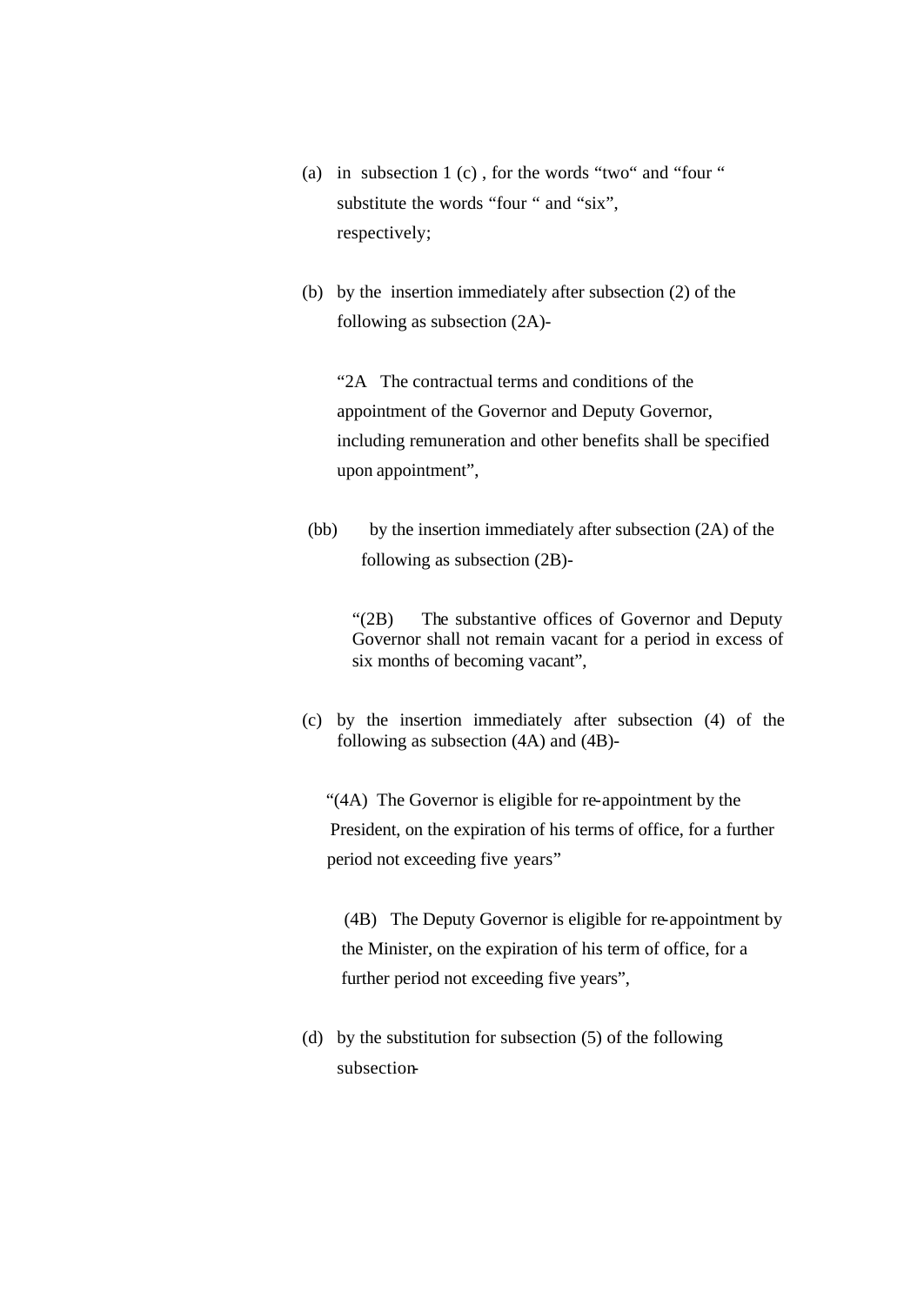(a) in subsection 1 (c) , for the words "two" and "four " substitute the words "four " and "six", respectively;

(b) by the insertion immediately after subsection (2) of the following as subsection (2A)-

"2A The contractual terms and conditions of the appointment of the Governor and Deputy Governor, including remuneration and other benefits shall be specified upon appointment",

(bb) by the insertion immediately after subsection (2A) of the following as subsection (2B)-

"(2B) The substantive offices of Governor and Deputy Governor shall not remain vacant for a period in excess of six months of becoming vacant",

(c) by the insertion immediately after subsection (4) of the following as subsection (4A) and (4B)-

"(4A) The Governor is eligible for re-appointment by the President, on the expiration of his terms of office, for a further period not exceeding five years"

(4B) The Deputy Governor is eligible for re-appointment by the Minister, on the expiration of his term of office, for a further period not exceeding five years",

(d) by the substitution for subsection (5) of the following subsection-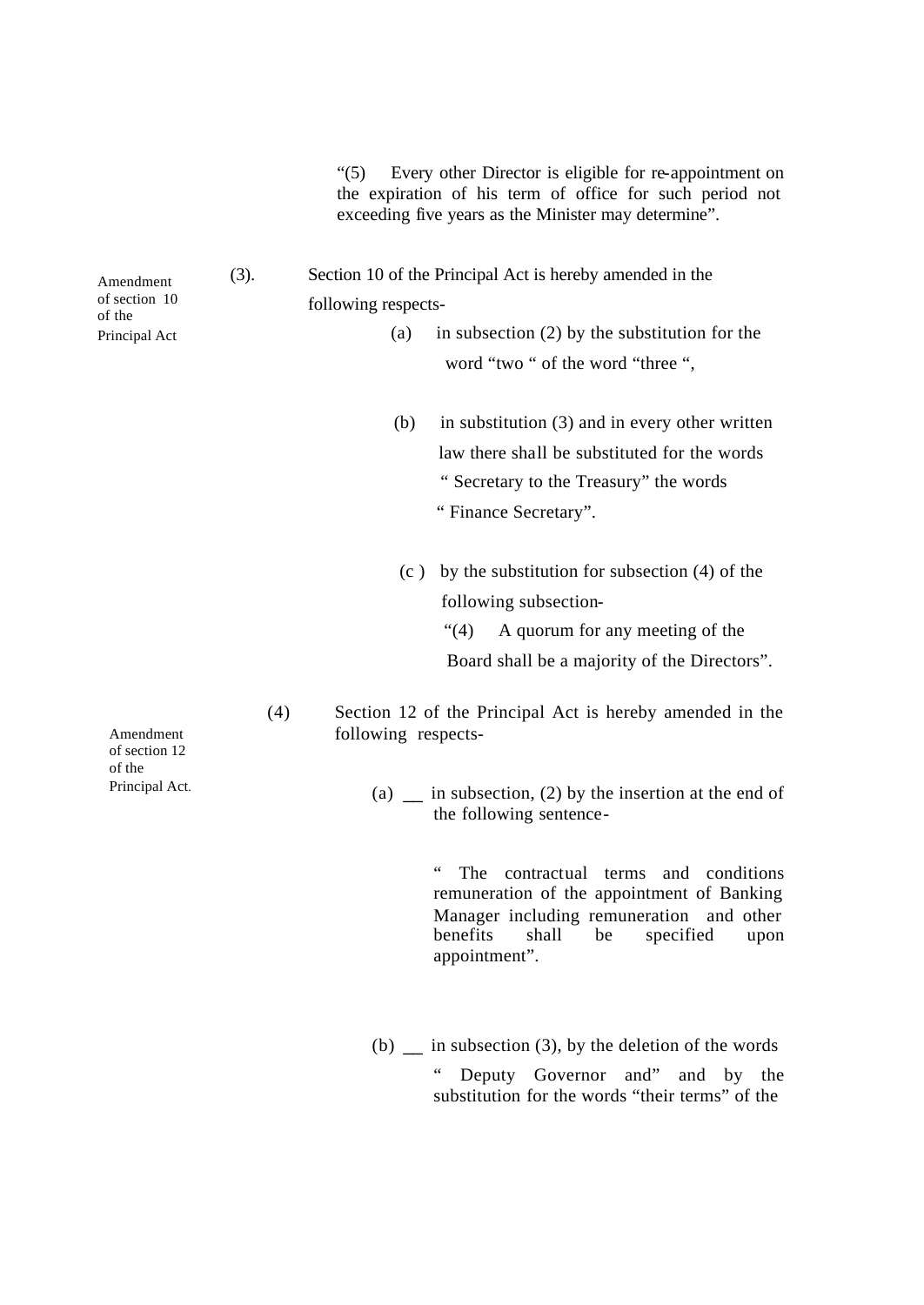"(5) Every other Director is eligible for re-appointment on the expiration of his term of office for such period not exceeding five years as the Minister may determine".

*Amendment of section 10 of the Principal Act*

(3). Section 10 of the Principal Act is hereby amended in the following respects-

(a) in subsection (2) by the substitution for the word "two " of the word "three ",

(b) in substitution (3) and in every other written law there shall be substituted for the words " Secretary to the Treasury" the words " Finance Secretary".

(c ) by the substitution for subsection (4) of the following subsection-

"(4) A quorum for any meeting of the Board shall be a majority of the Directors".

*Amendment of section 12 of the Principal Act.*

(4) Section 12 of the Principal Act is hereby amended in the following respects-

(a) __ in subsection, (2) by the insertion at the end of the following sentence-

" The contractual terms and conditions remuneration of the appointment of Banking Manager including remuneration and other benefits shall be specified upon appointment".

(b) __ in subsection (3), by the deletion of the words " Deputy Governor and" and by the substitution for the words "their terms" of the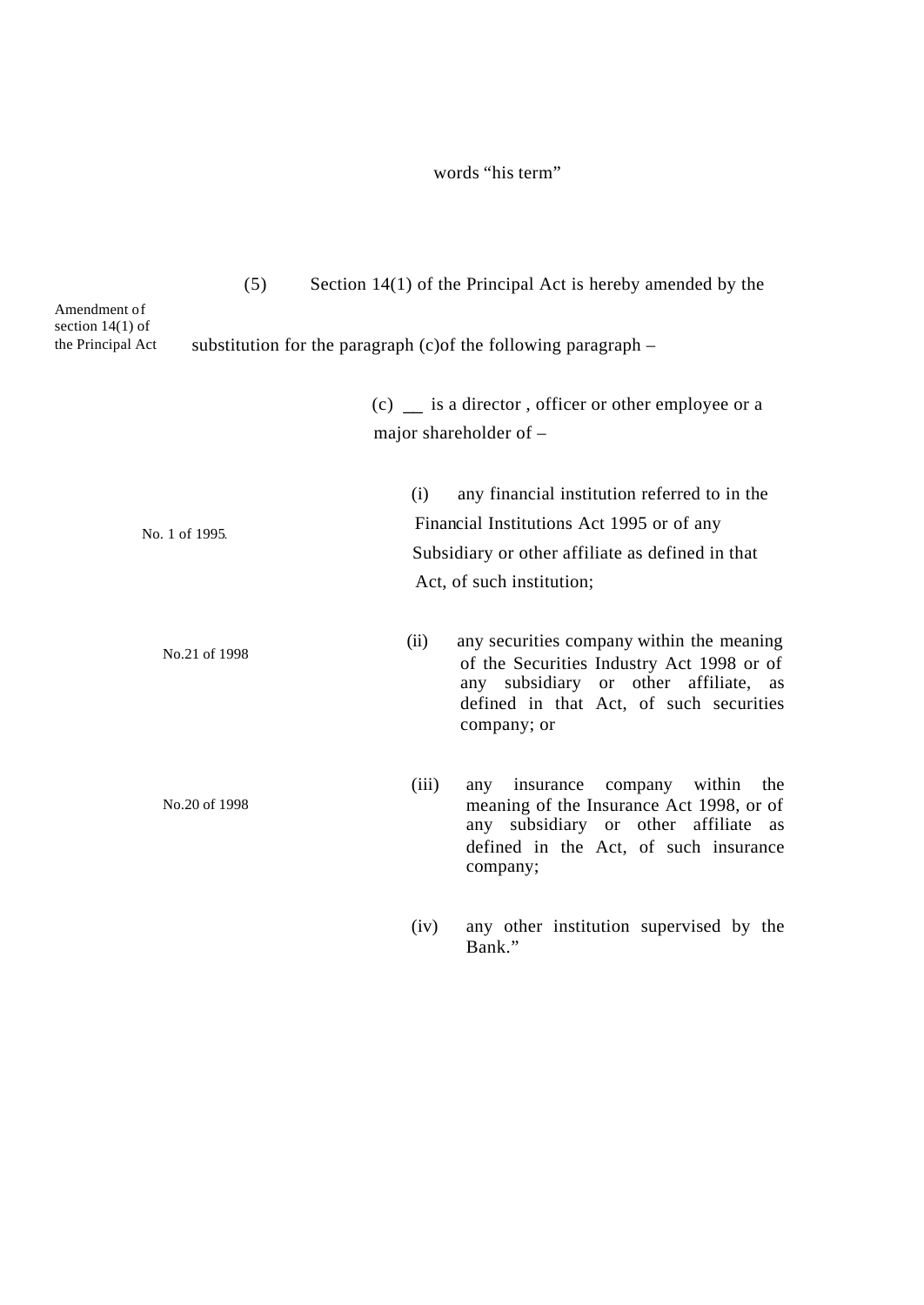words "his term"

(5) Section 14(1) of the Principal Act is hereby amended by the substitution for the paragraph (c)of the following paragraph –

Amendment of section 14(1) of the Principal Act

(c) __ is a director , officer or other employee or a major shareholder of –

(i) any financial institution referred to in the Financial Institutions Act 1995 or of any Subsidiary or other affiliate as defined in that Act, of such institution;

No. 1 of 1995.

(ii) any securities company within the meaning of the Securities Industry Act 1998 or of any subsidiary or other affiliate, as defined in that Act, of such securities company; or

No.21 of 1998

(iii) any insurance company within the meaning of the Insurance Act 1998, or of any subsidiary or other affiliate as defined in the Act, of such insurance company;

No.20 of 1998

(iv) any other institution supervised by the Bank."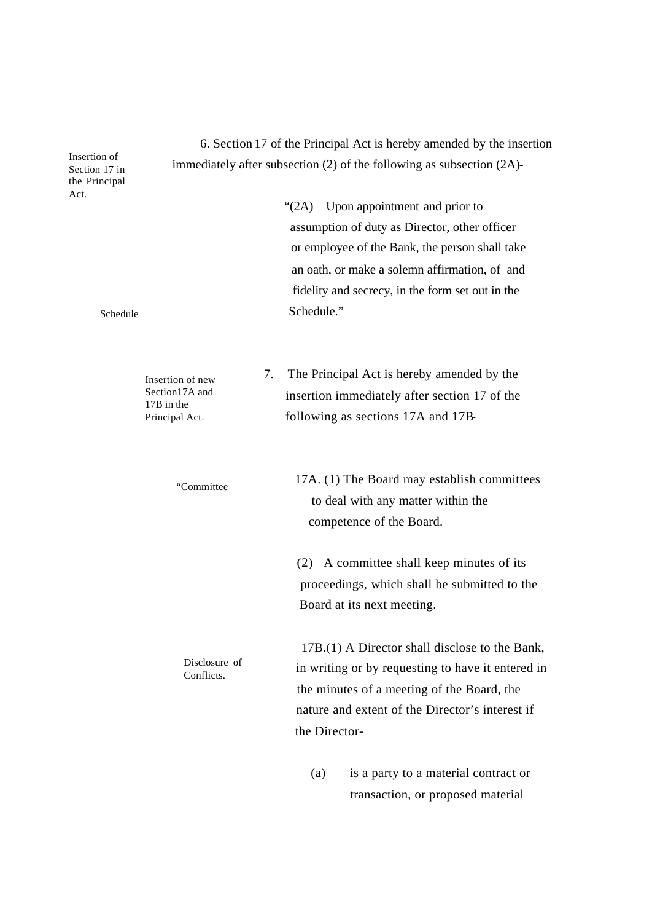Insertion of Section 17 in the Principal Act.

6. Section 17 of the Principal Act is hereby amended by the insertion immediately after subsection (2) of the following as subsection (2A)-

Schedule

"(2A) Upon appointment and prior to assumption of duty as Director, other officer or employee of the Bank, the person shall take an oath, or make a solemn affirmation, of and fidelity and secrecy, in the form set out in the Schedule."

Insertion of new Section17A and 17B in the Principal Act.

7. The Principal Act is hereby amended by the insertion immediately after section 17 of the following as sections 17A and 17B-

"Committee

17A. (1) The Board may establish committees to deal with any matter within the competence of the Board.

(2) A committee shall keep minutes of its proceedings, which shall be submitted to the Board at its next meeting.

Disclosure of Conflicts.

17B.(1) A Director shall disclose to the Bank, in writing or by requesting to have it entered in the minutes of a meeting of the Board, the nature and extent of the Director's interest if the Director-

(a) is a party to a material contract or transaction, or proposed material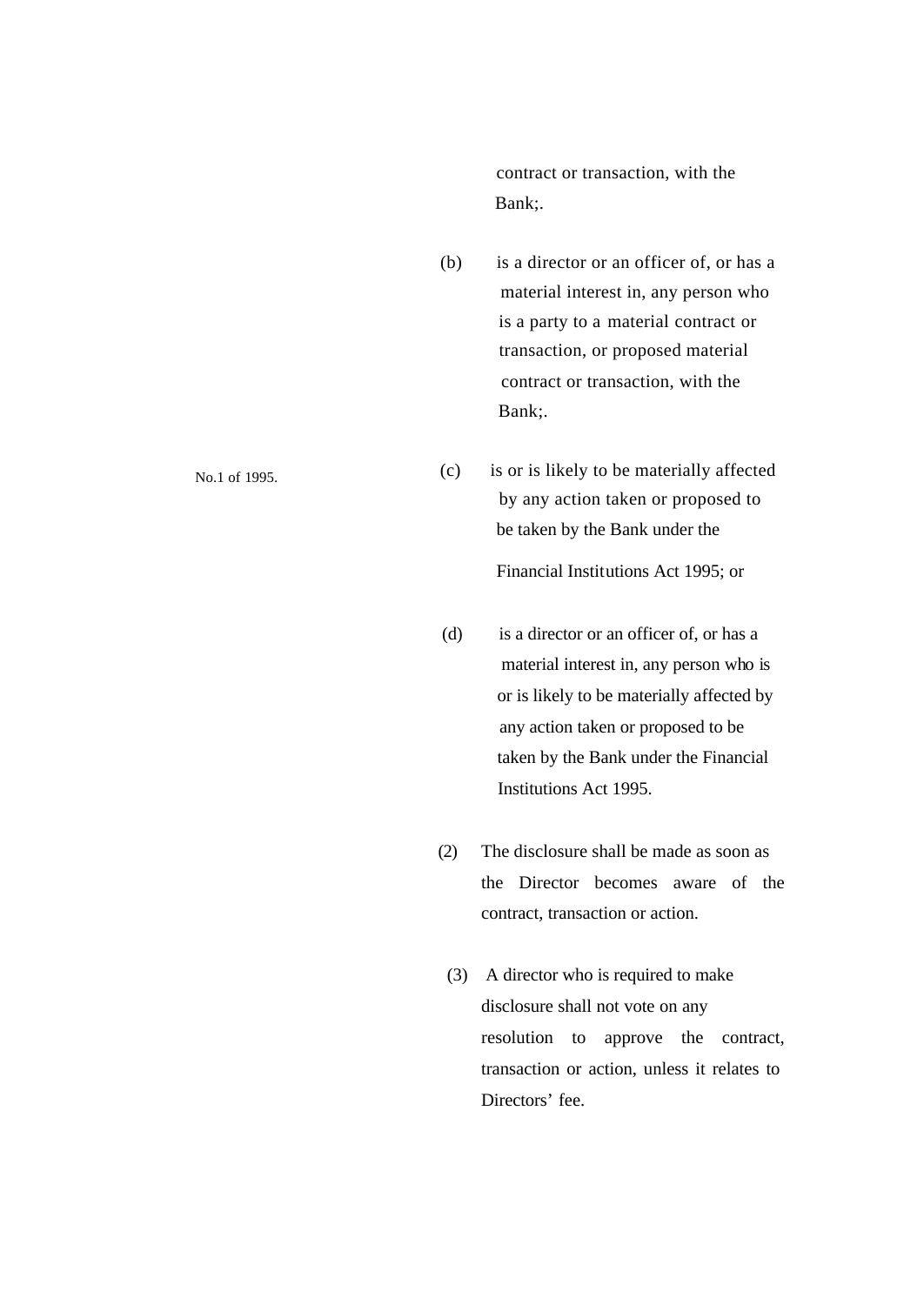contract or transaction, with the Bank;.

(b) is a director or an officer of, or has a material interest in, any person who is a party to a material contract or transaction, or proposed material contract or transaction, with the Bank;.

No.1 of 1995.

(c) is or is likely to be materially affected by any action taken or proposed to be taken by the Bank under the Financial Institutions Act 1995; or

(d) is a director or an officer of, or has a material interest in, any person who is or is likely to be materially affected by any action taken or proposed to be taken by the Bank under the Financial Institutions Act 1995.

(2) The disclosure shall be made as soon as the Director becomes aware of the contract, transaction or action.

(3) A director who is required to make disclosure shall not vote on any resolution to approve the contract, transaction or action, unless it relates to Directors' fee.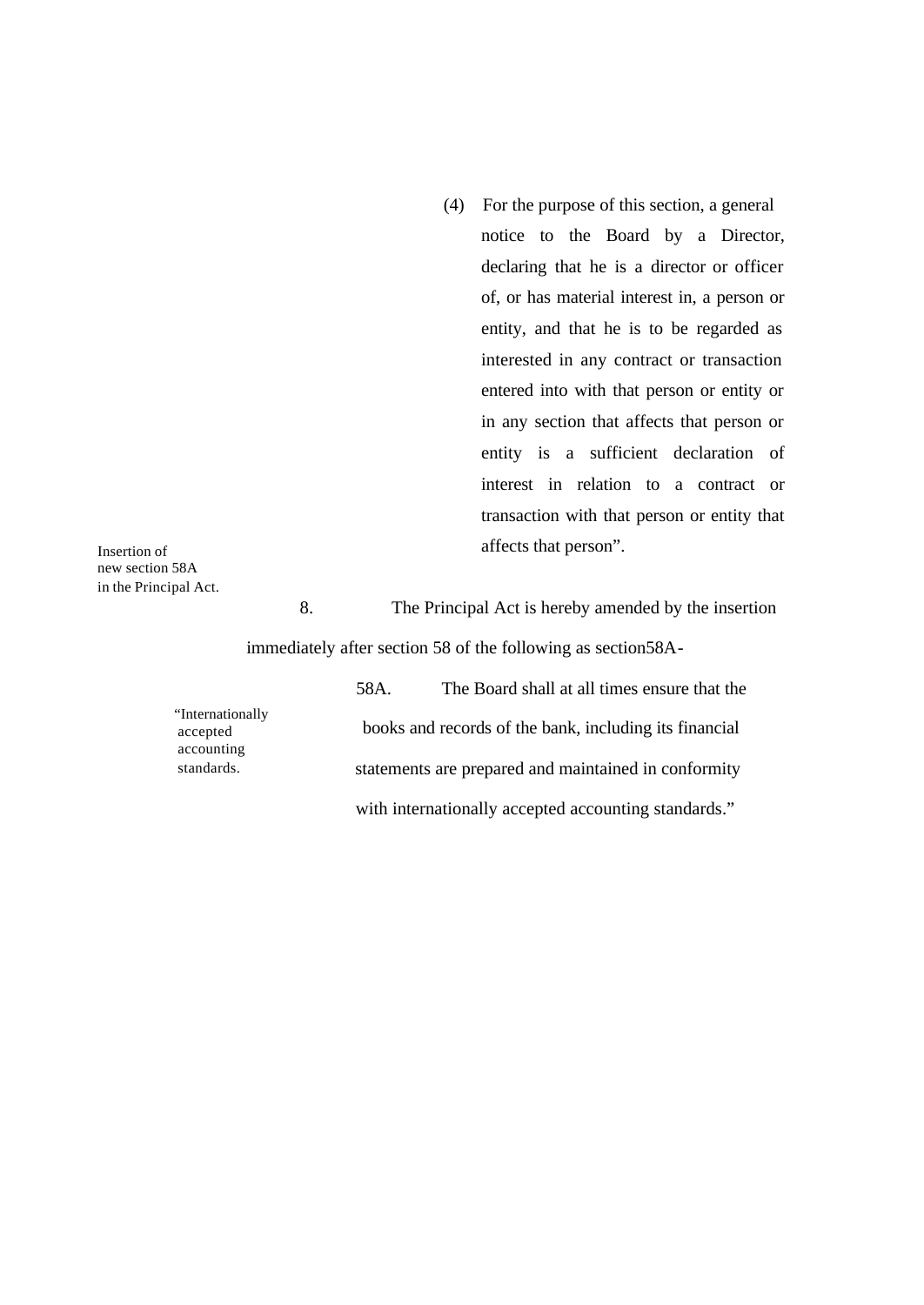(4) For the purpose of this section, a general notice to the Board by a Director, declaring that he is a director or officer of, or has material interest in, a person or entity, and that he is to be regarded as interested in any contract or transaction entered into with that person or entity or in any section that affects that person or entity is a sufficient declaration of interest in relation to a contract or transaction with that person or entity that affects that person".

Insertion of new section 58A in the Principal Act.

8. The Principal Act is hereby amended by the insertion immediately after section 58 of the following as section58A-

"Internationally accepted accounting standards.

58A. The Board shall at all times ensure that the books and records of the bank, including its financial statements are prepared and maintained in conformity with internationally accepted accounting standards."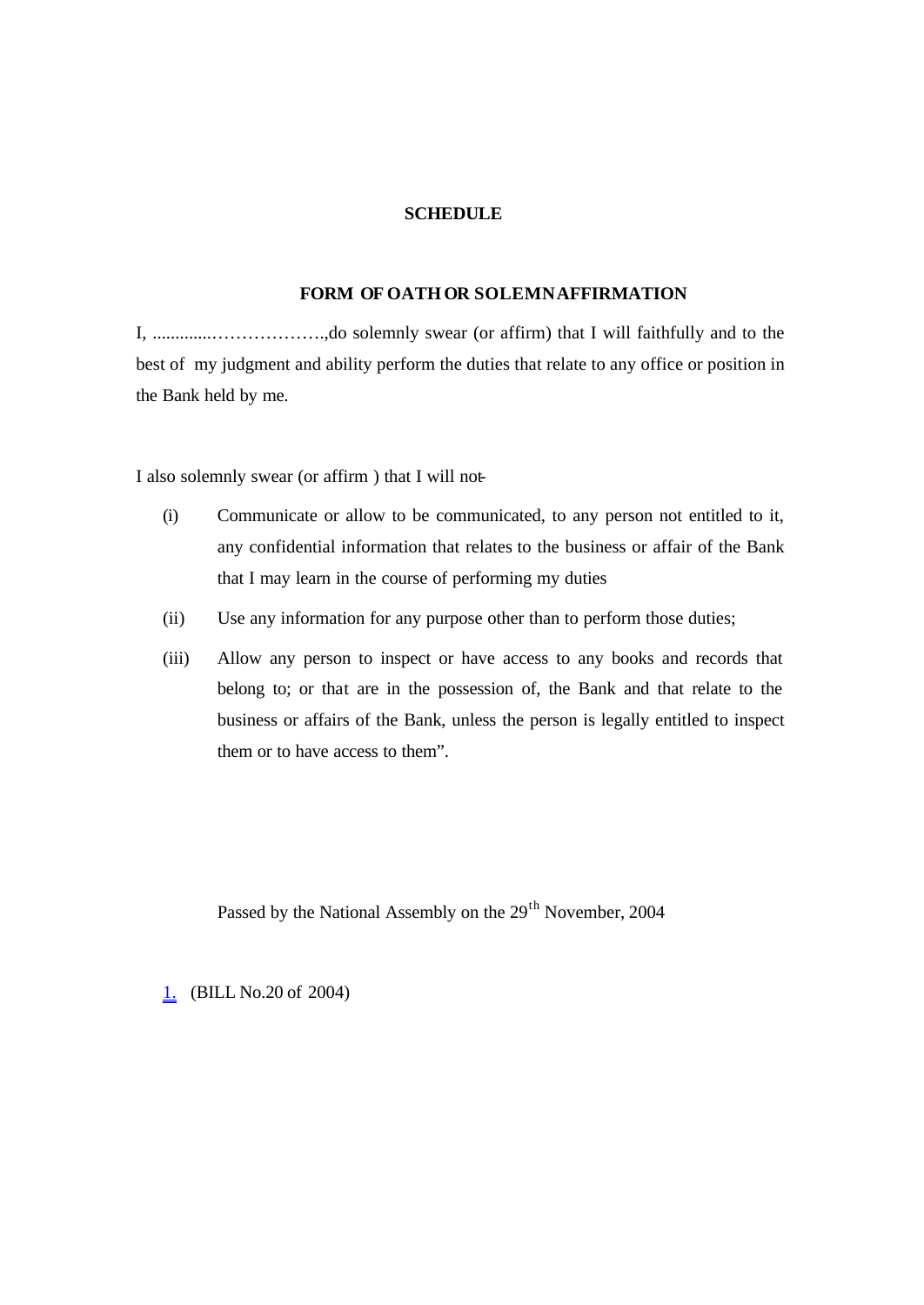## SCHEDULE

### FORM OF OATH OR SOLEMN AFFIRMATION

I, .............………………..,do solemnly swear (or affirm) that I will faithfully and to the best of my judgment and ability perform the duties that relate to any office or position in the Bank held by me.

I also solemnly swear (or affirm ) that I will not-

(i) Communicate or allow to be communicated, to any person not entitled to it, any confidential information that relates to the business or affair of the Bank that I may learn in the course of performing my duties

(ii) Use any information for any purpose other than to perform those duties;

(iii) Allow any person to inspect or have access to any books and records that belong to; or that are in the possession of, the Bank and that relate to the business or affairs of the Bank, unless the person is legally entitled to inspect them or to have access to them".

Passed by the National Assembly on the 29th November, 2004

1. (BILL No.20 of 2004)